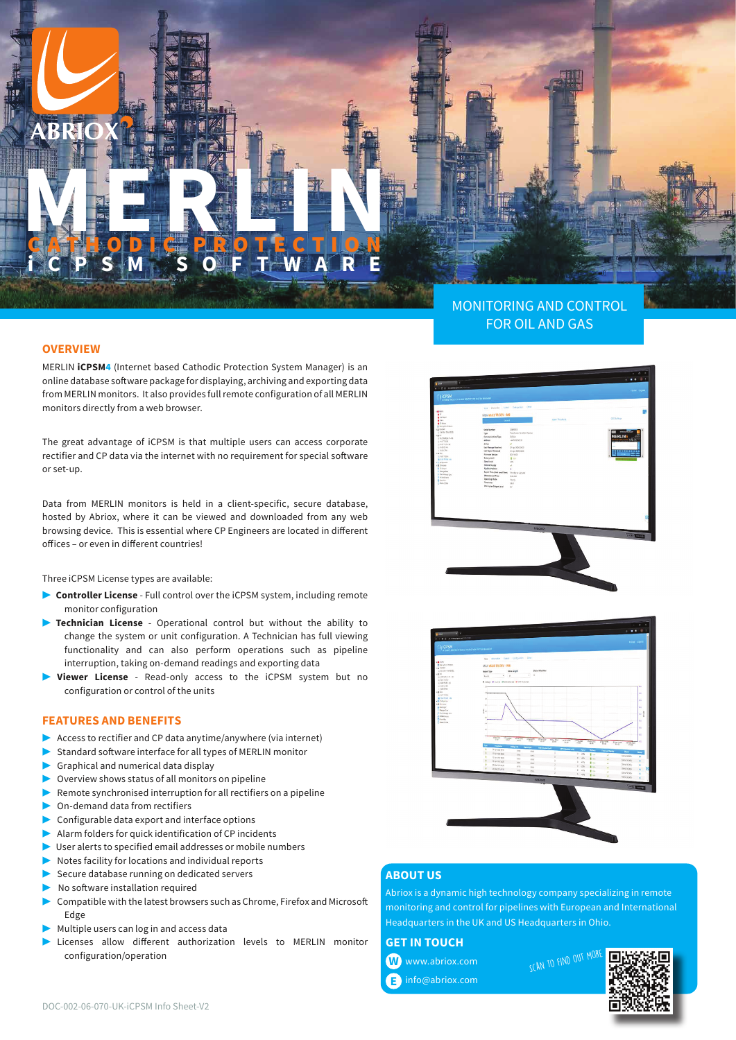ABRIOX

# MERLIN

## CATHODIC PROTECTION

## iCPSM SOFTWARE

MONITORING AND CONTROL FOR OIL AND GAS

## OVERVIEW

MERLIN **iCPSM4** (Internet based Cathodic Protection System Manager) is an online database software package for displaying, archiving and exporting data from MERLIN monitors. It also provides full remote configuration of all MERLIN monitors directly from a web browser.

The great advantage of iCPSM is that multiple users can access corporate rectifier and CP data via the internet with no requirement for special software or set-up.

Data from MERLIN monitors is held in a client-specific, secure database, hosted by Abriox, where it can be viewed and downloaded from any web browsing device. This is essential where CP Engineers are located in different offices – or even in different countries!

Three iCPSM License types are available:

- **Controller License** - Full control over the iCPSM system, including remote monitor configuration
- **Technician License** - Operational control but without the ability to change the system or unit configuration. A Technician has full viewing functionality and can also perform operations such as pipeline interruption, taking on-demand readings and exporting data
- **Viewer License** - Read-only access to the iCPSM system but no configuration or control of the units

## FEATURES AND BENEFITS

- Access to rectifier and CP data anytime/anywhere (via internet)
- Standard software interface for all types of MERLIN monitor
- Graphical and numerical data display
- Overview shows status of all monitors on pipeline
- Remote synchronised interruption for all rectifiers on a pipeline
- On-demand data from rectifiers
- Configurable data export and interface options
- Alarm folders for quick identification of CP incidents
- User alerts to specified email addresses or mobile numbers
- Notes facility for locations and individual reports
- Secure database running on dedicated servers
- No software installation required
- Compatible with the latest browsers such as Chrome, Firefox and Microsoft Edge
- Multiple users can log in and access data
- Licenses allow different authorization levels to MERLIN monitor configuration/operation

## ABOUT US

Abriox is a dynamic high technology company specializing in remote monitoring and control for pipelines with European and International Headquarters in the UK and US Headquarters in Ohio.

## GET IN TOUCH

W www.abriox.com

E info@abriox.com

SCAN TO FIND OUT MORE

DOC-002-06-070-UK-iCPSM Info Sheet-V2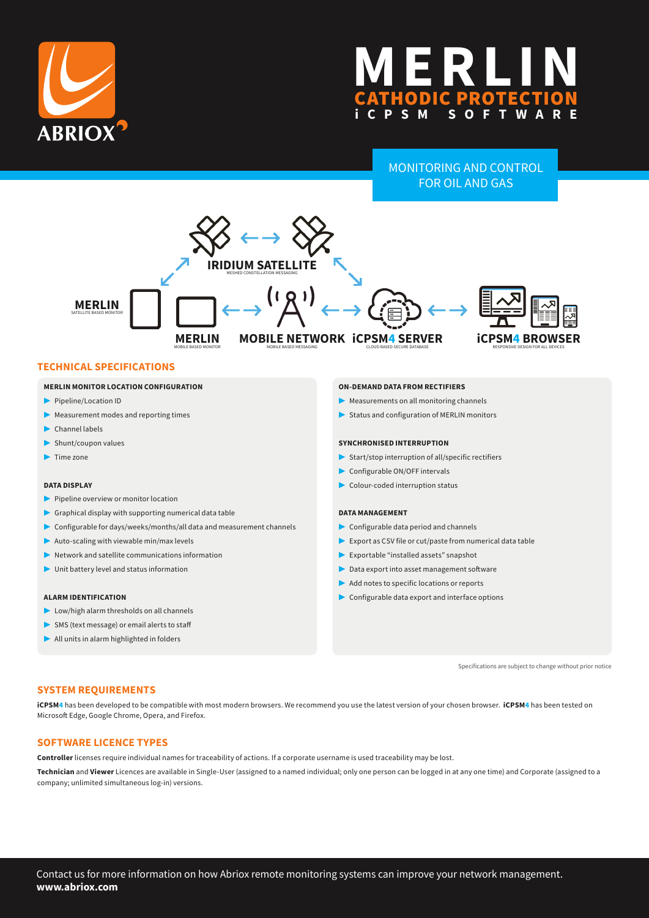# MERLIN

## CATHODIC PROTECTION

**iCPSM SOFTWARE**

MONITORING AND CONTROL FOR OIL AND GAS

IRIDIUM SATELLITE
MESHED CONSTELLATION MESSAGING

MERLIN
SATELLITE BASED MONITOR

MERLIN
MOBILE BASED MONITOR

MOBILE NETWORK
MOBILE BASED MESSAGING

iCPSM4 SERVER
CLOUD BASED SECURE DATABASE

iCPSM4 BROWSER
RESPONSIVE DESIGN FOR ALL DEVICES

## TECHNICAL SPECIFICATIONS

### MERLIN MONITOR LOCATION CONFIGURATION

- Pipeline/Location ID
- Measurement modes and reporting times
- Channel labels
- Shunt/coupon values
- Time zone

### DATA DISPLAY

- Pipeline overview or monitor location
- Graphical display with supporting numerical data table
- Configurable for days/weeks/months/all data and measurement channels
- Auto-scaling with viewable min/max levels
- Network and satellite communications information
- Unit battery level and status information

### ALARM IDENTIFICATION

- Low/high alarm thresholds on all channels
- SMS (text message) or email alerts to staff
- All units in alarm highlighted in folders

### ON-DEMAND DATA FROM RECTIFIERS

- Measurements on all monitoring channels
- Status and configuration of MERLIN monitors

### SYNCHRONISED INTERRUPTION

- Start/stop interruption of all/specific rectifiers
- Configurable ON/OFF intervals
- Colour-coded interruption status

### DATA MANAGEMENT

- Configurable data period and channels
- Export as CSV file or cut/paste from numerical data table
- Exportable “installed assets” snapshot
- Data export into asset management software
- Add notes to specific locations or reports
- Configurable data export and interface options

Specifications are subject to change without prior notice

## SYSTEM REQUIREMENTS

**iCPSM4** has been developed to be compatible with most modern browsers. We recommend you use the latest version of your chosen browser. **iCPSM4** has been tested on Microsoft Edge, Google Chrome, Opera, and Firefox.

## SOFTWARE LICENCE TYPES

**Controller** licenses require individual names for traceability of actions. If a corporate username is used traceability may be lost.

**Technician** and **Viewer** Licences are available in Single-User (assigned to a named individual; only one person can be logged in at any one time) and Corporate (assigned to a company; unlimited simultaneous log-in) versions.

Contact us for more information on how Abriox remote monitoring systems can improve your network management.
**www.abriox.com**